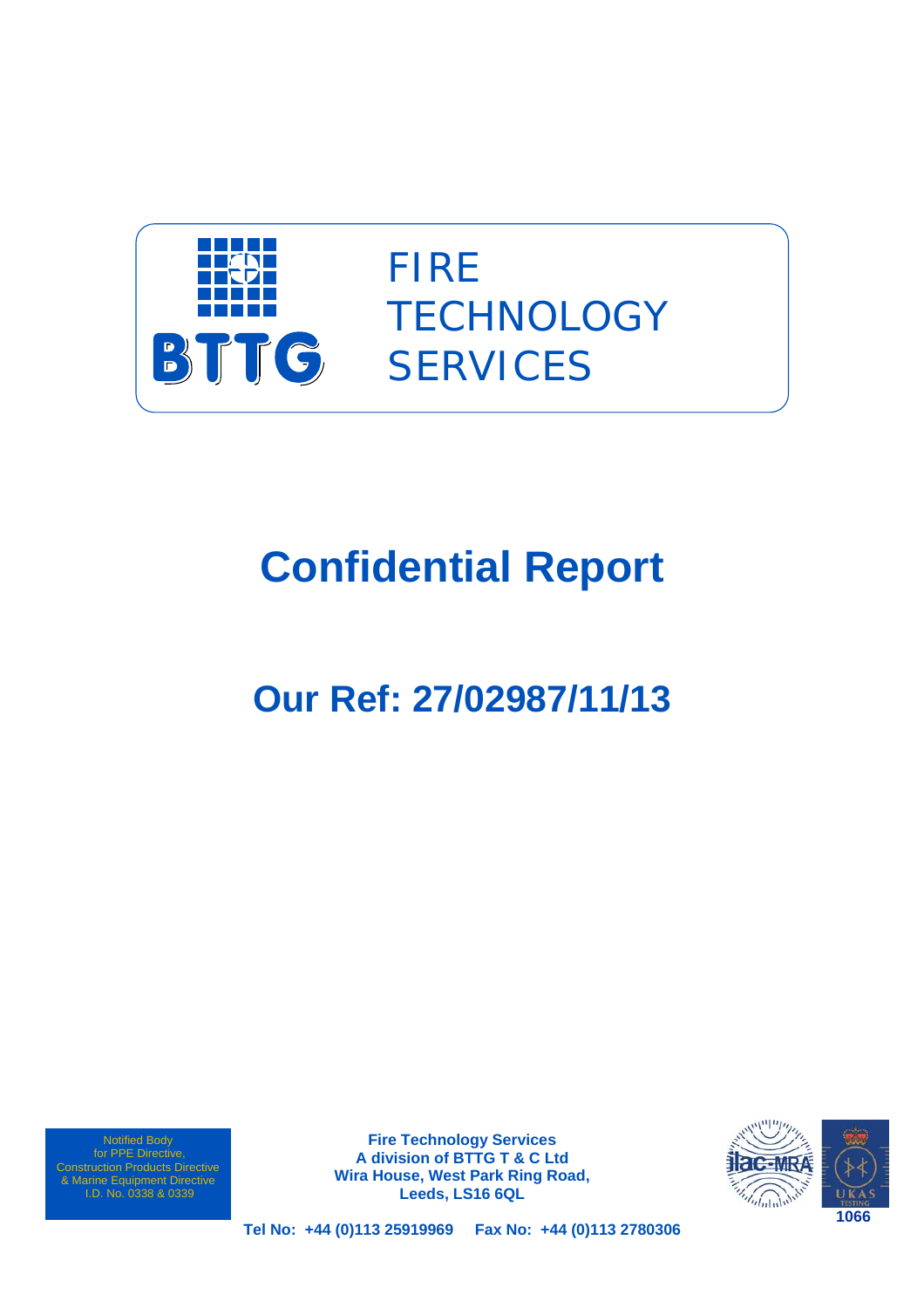BTTG

FIRE
TECHNOLOGY
SERVICES

# Confidential Report

## Our Ref: 27/02987/11/13

Notified Body
for PPE Directive,
Construction Products Directive
& Marine Equipment Directive
I.D. No. 0338 & 0339

**Fire Technology Services**
**A division of BTTG T & C Ltd**
**Wira House, West Park Ring Road,**
**Leeds, LS16 6QL**

**Tel No: +44 (0)113 25919969 Fax No: +44 (0)113 2780306**

ilac-MRA

UKAS TESTING 1066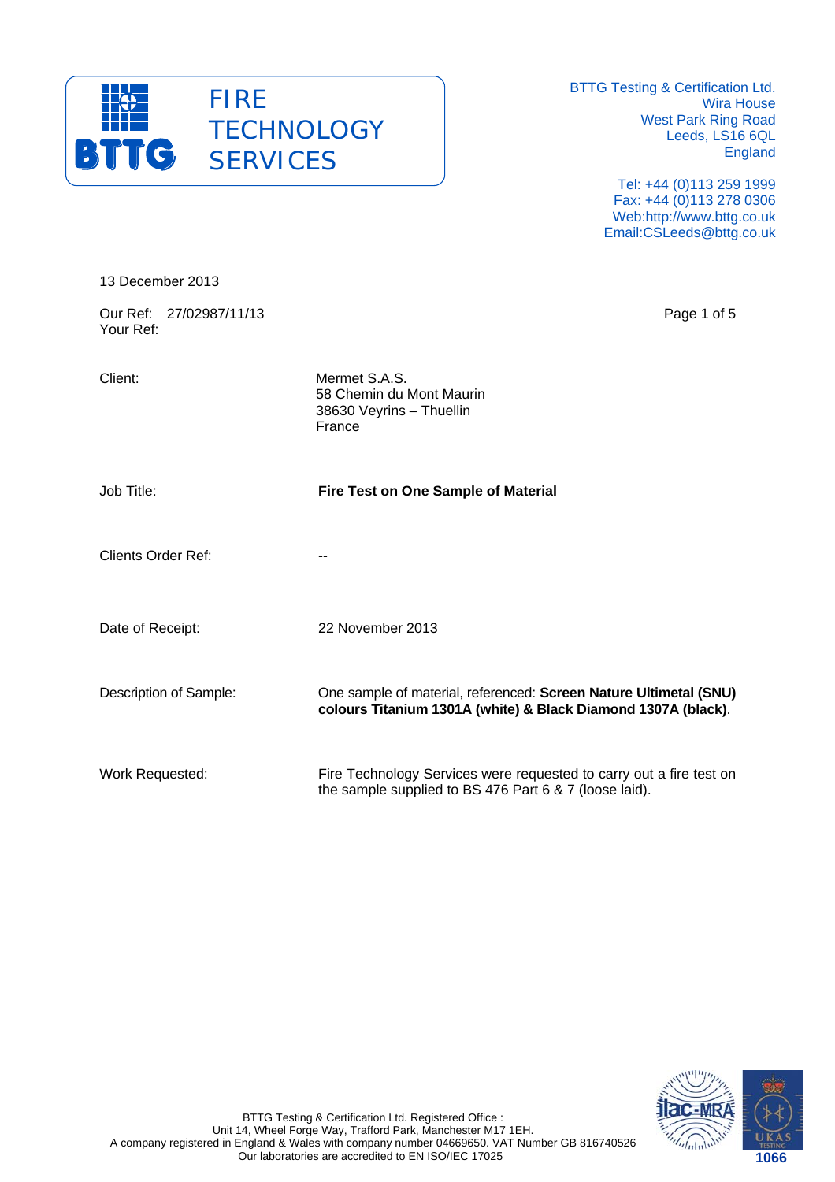FIRE TECHNOLOGY SERVICES

BTTG Testing & Certification Ltd.
Wira House
West Park Ring Road
Leeds, LS16 6QL
England

Tel: +44 (0)113 259 1999
Fax: +44 (0)113 278 0306
Web:http://www.bttg.co.uk
Email:CSLeeds@bttg.co.uk

13 December 2013

Our Ref: 27/02987/11/13
Your Ref:

| | |
|---|---|
| Client: | Mermet S.A.S.<br>58 Chemin du Mont Maurin<br>38630 Veyrins – Thuellin<br>France |
| Job Title: | **Fire Test on One Sample of Material** |
| Clients Order Ref: | -- |
| Date of Receipt: | 22 November 2013 |
| Description of Sample: | One sample of material, referenced: **Screen Nature Ultimetal (SNU) colours Titanium 1301A (white) & Black Diamond 1307A (black)**. |
| Work Requested: | Fire Technology Services were requested to carry out a fire test on the sample supplied to BS 476 Part 6 & 7 (loose laid). |

BTTG Testing & Certification Ltd. Registered Office :
Unit 14, Wheel Forge Way, Trafford Park, Manchester M17 1EH.
A company registered in England & Wales with company number 04669650. VAT Number GB 816740526
Our laboratories are accredited to EN ISO/IEC 17025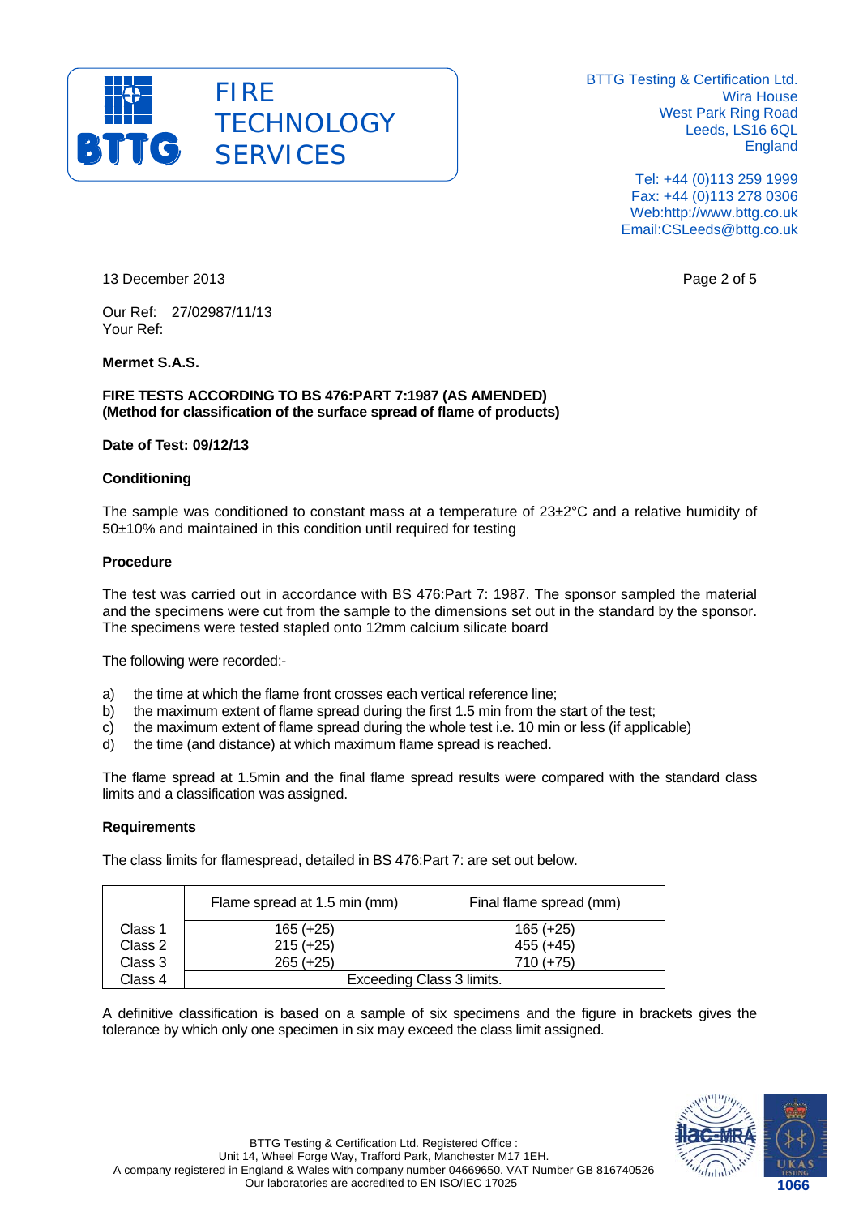FIRE TECHNOLOGY SERVICES

BTTG Testing & Certification Ltd.
Wira House
West Park Ring Road
Leeds, LS16 6QL
England

Tel: +44 (0)113 259 1999
Fax: +44 (0)113 278 0306
Web:http://www.bttg.co.uk
Email:CSLeeds@bttg.co.uk

13 December 2013

Our Ref: 27/02987/11/13
Your Ref:

**Mermet S.A.S.**

**FIRE TESTS ACCORDING TO BS 476:PART 7:1987 (AS AMENDED)**
**(Method for classification of the surface spread of flame of products)**

**Date of Test: 09/12/13**

**Conditioning**

The sample was conditioned to constant mass at a temperature of 23±2°C and a relative humidity of 50±10% and maintained in this condition until required for testing

**Procedure**

The test was carried out in accordance with BS 476:Part 7: 1987. The sponsor sampled the material and the specimens were cut from the sample to the dimensions set out in the standard by the sponsor. The specimens were tested stapled onto 12mm calcium silicate board

The following were recorded:-

a) the time at which the flame front crosses each vertical reference line;
b) the maximum extent of flame spread during the first 1.5 min from the start of the test;
c) the maximum extent of flame spread during the whole test i.e. 10 min or less (if applicable)
d) the time (and distance) at which maximum flame spread is reached.

The flame spread at 1.5min and the final flame spread results were compared with the standard class limits and a classification was assigned.

**Requirements**

The class limits for flamespread, detailed in BS 476:Part 7: are set out below.

| | Flame spread at 1.5 min (mm) | Final flame spread (mm) |
|---|---|---|
| Class 1 | 165 (+25) | 165 (+25) |
| Class 2 | 215 (+25) | 455 (+45) |
| Class 3 | 265 (+25) | 710 (+75) |
| Class 4 | Exceeding Class 3 limits. | |

A definitive classification is based on a sample of six specimens and the figure in brackets gives the tolerance by which only one specimen in six may exceed the class limit assigned.

BTTG Testing & Certification Ltd. Registered Office :
Unit 14, Wheel Forge Way, Trafford Park, Manchester M17 1EH.
A company registered in England & Wales with company number 04669650. VAT Number GB 816740526
Our laboratories are accredited to EN ISO/IEC 17025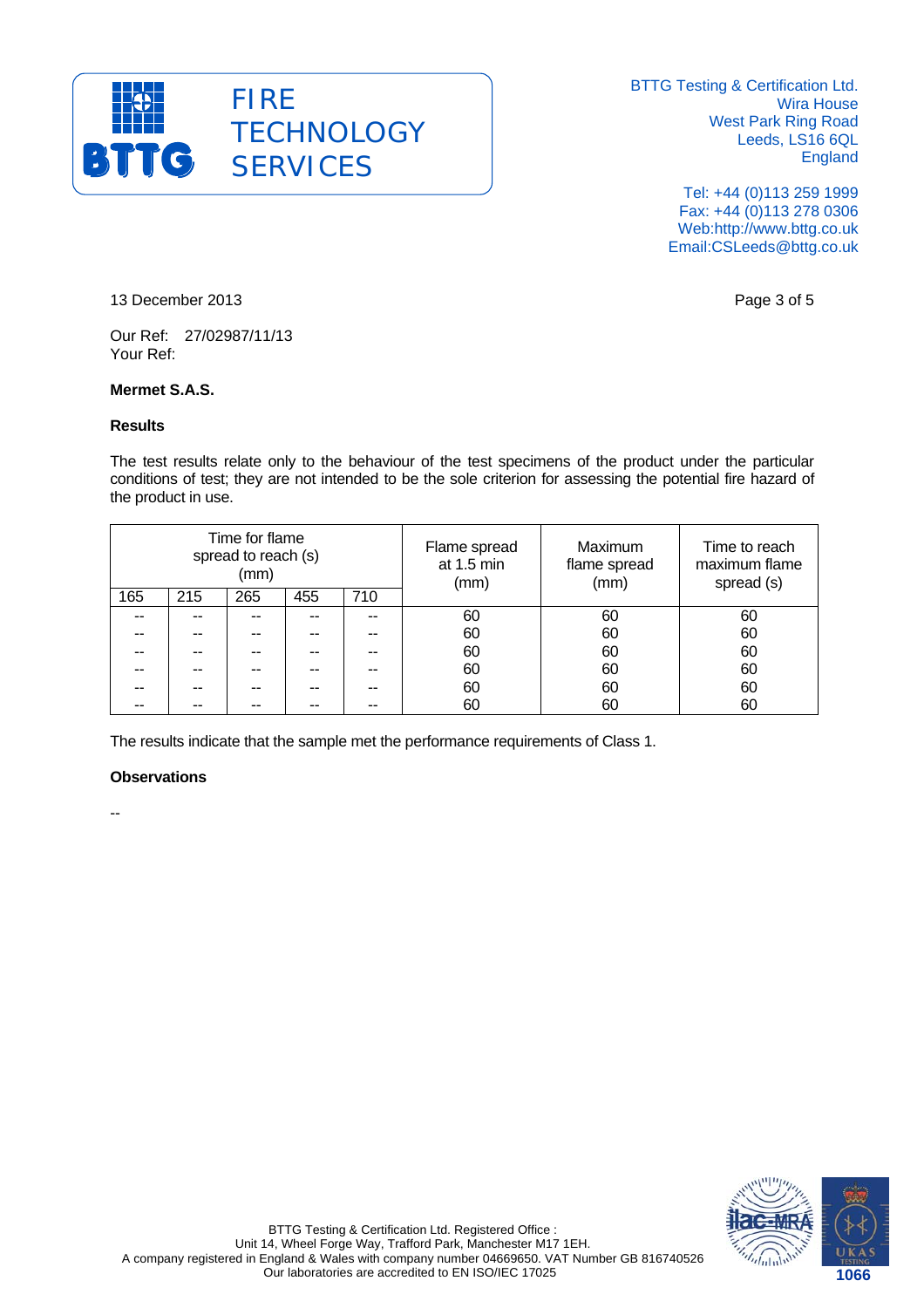13 December 2013

Our Ref: 27/02987/11/13
Your Ref:

**Mermet S.A.S.**

**Results**

The test results relate only to the behaviour of the test specimens of the product under the particular conditions of test; they are not intended to be the sole criterion for assessing the potential fire hazard of the product in use.

| Time for flame spread to reach (s) (mm) | | | | | Flame spread at 1.5 min (mm) | Maximum flame spread (mm) | Time to reach maximum flame spread (s) |
|---|---|---|---|---|---|---|---|
| 165 | 215 | 265 | 455 | 710 | | | |
| -- | -- | -- | -- | -- | 60 | 60 | 60 |
| -- | -- | -- | -- | -- | 60 | 60 | 60 |
| -- | -- | -- | -- | -- | 60 | 60 | 60 |
| -- | -- | -- | -- | -- | 60 | 60 | 60 |
| -- | -- | -- | -- | -- | 60 | 60 | 60 |
| -- | -- | -- | -- | -- | 60 | 60 | 60 |

The results indicate that the sample met the performance requirements of Class 1.

**Observations**

--

BTTG Testing & Certification Ltd. Registered Office :
Unit 14, Wheel Forge Way, Trafford Park, Manchester M17 1EH.
A company registered in England & Wales with company number 04669650. VAT Number GB 816740526
Our laboratories are accredited to EN ISO/IEC 17025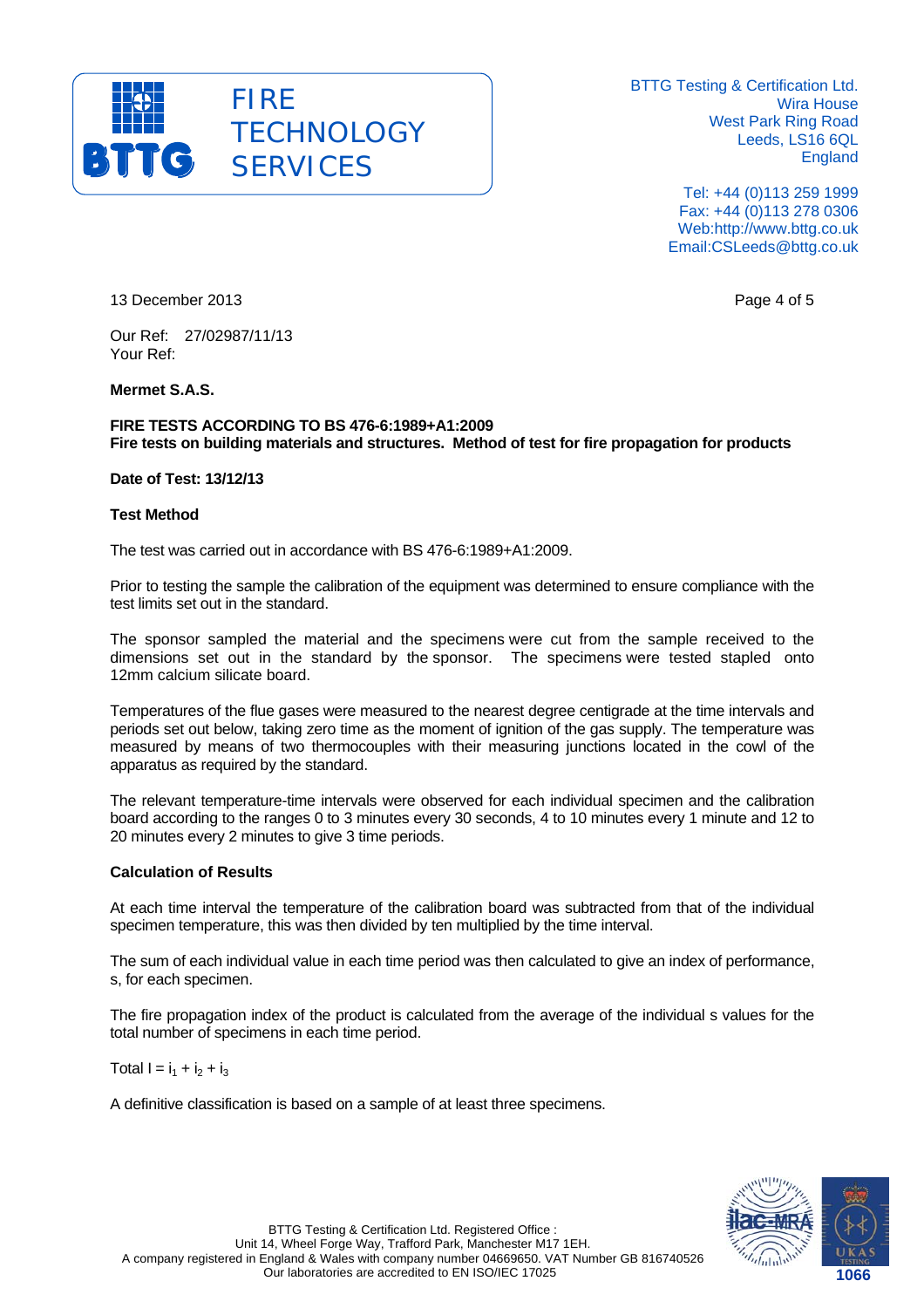13 December 2013

Our Ref: 27/02987/11/13
Your Ref:

**Mermet S.A.S.**

**FIRE TESTS ACCORDING TO BS 476-6:1989+A1:2009**
**Fire tests on building materials and structures. Method of test for fire propagation for products**

**Date of Test: 13/12/13**

**Test Method**

The test was carried out in accordance with BS 476-6:1989+A1:2009.

Prior to testing the sample the calibration of the equipment was determined to ensure compliance with the test limits set out in the standard.

The sponsor sampled the material and the specimens were cut from the sample received to the dimensions set out in the standard by the sponsor. The specimens were tested stapled onto 12mm calcium silicate board.

Temperatures of the flue gases were measured to the nearest degree centigrade at the time intervals and periods set out below, taking zero time as the moment of ignition of the gas supply. The temperature was measured by means of two thermocouples with their measuring junctions located in the cowl of the apparatus as required by the standard.

The relevant temperature-time intervals were observed for each individual specimen and the calibration board according to the ranges 0 to 3 minutes every 30 seconds, 4 to 10 minutes every 1 minute and 12 to 20 minutes every 2 minutes to give 3 time periods.

**Calculation of Results**

At each time interval the temperature of the calibration board was subtracted from that of the individual specimen temperature, this was then divided by ten multiplied by the time interval.

The sum of each individual value in each time period was then calculated to give an index of performance, s, for each specimen.

The fire propagation index of the product is calculated from the average of the individual s values for the total number of specimens in each time period.

Total $I = i_1 + i_2 + i_3$

A definitive classification is based on a sample of at least three specimens.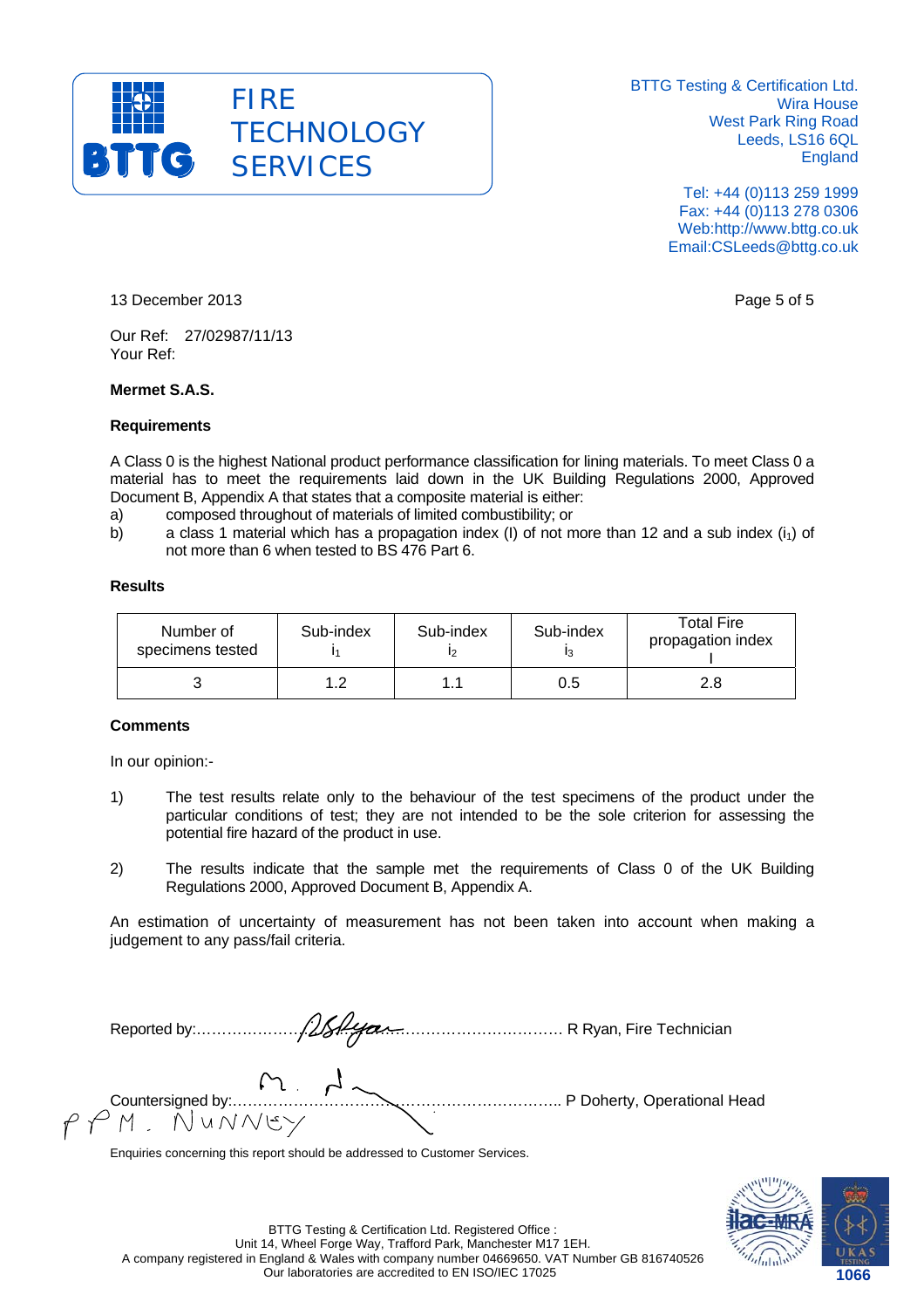FIRE TECHNOLOGY SERVICES

BTTG Testing & Certification Ltd.
Wira House
West Park Ring Road
Leeds, LS16 6QL
England

Tel: +44 (0)113 259 1999
Fax: +44 (0)113 278 0306
Web:http://www.bttg.co.uk
Email:CSLeeds@bttg.co.uk

13 December 2013

Our Ref: 27/02987/11/13
Your Ref:

**Mermet S.A.S.**

**Requirements**

A Class 0 is the highest National product performance classification for lining materials. To meet Class 0 a material has to meet the requirements laid down in the UK Building Regulations 2000, Approved Document B, Appendix A that states that a composite material is either:

a) composed throughout of materials of limited combustibility; or
b) a class 1 material which has a propagation index (I) of not more than 12 and a sub index ($i_1$) of not more than 6 when tested to BS 476 Part 6.

**Results**

| Number of specimens tested | Sub-index $i_1$ | Sub-index $i_2$ | Sub-index $i_3$ | Total Fire propagation index I |
|---|---|---|---|---|
| 3 | 1.2 | 1.1 | 0.5 | 2.8 |

**Comments**

In our opinion:-

1) The test results relate only to the behaviour of the test specimens of the product under the particular conditions of test; they are not intended to be the sole criterion for assessing the potential fire hazard of the product in use.

2) The results indicate that the sample met the requirements of Class 0 of the UK Building Regulations 2000, Approved Document B, Appendix A.

An estimation of uncertainty of measurement has not been taken into account when making a judgement to any pass/fail criteria.

Reported by:………………………………………………………… R Ryan, Fire Technician

Countersigned by:………………………………………………………….. P Doherty, Operational Head

PP M. NUNNEY

Enquiries concerning this report should be addressed to Customer Services.

BTTG Testing & Certification Ltd. Registered Office :
Unit 14, Wheel Forge Way, Trafford Park, Manchester M17 1EH.
A company registered in England & Wales with company number 04669650. VAT Number GB 816740526
Our laboratories are accredited to EN ISO/IEC 17025

UKAS TESTING 1066